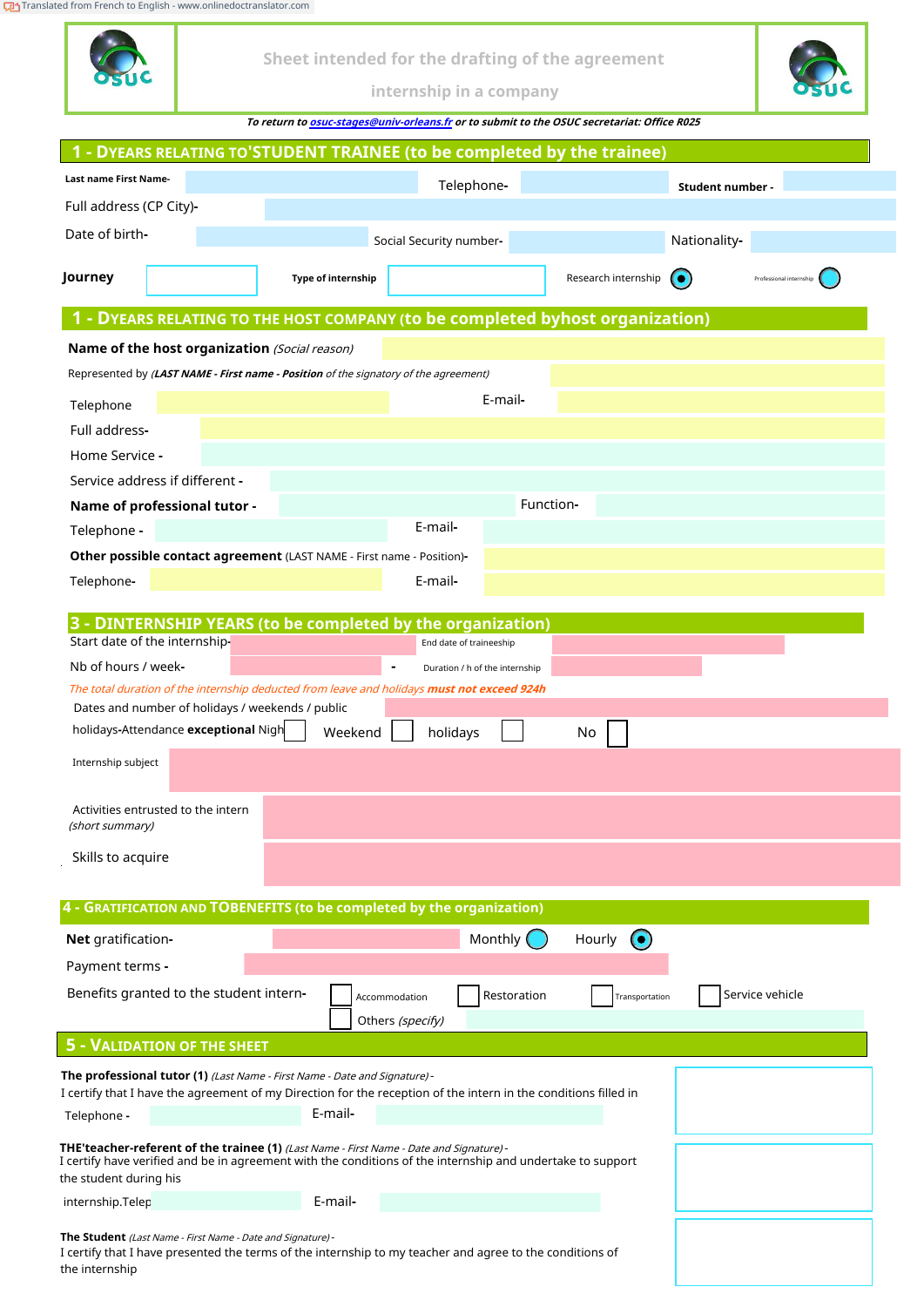Translated from French to English - www.onlinedoctranslator.com

# Sheet intended for the drafting of the agreement internship in a company

*To return to osuc-stages@univ-orleans.fr or to submit to the OSUC secretariat: Office R025*

## 1 - DYEARS RELATING TO'STUDENT TRAINEE (to be completed by the trainee)

**Last name First Name-** Telephone- **Student number -**

Full address (CP City)-

Date of birth- Social Security number- Nationality-

**Journey** **Type of internship** Research internship ◉ Professional internship ○

## 1 - DYEARS RELATING TO THE HOST COMPANY (to be completed byhost organization)

**Name of the host organization** *(Social reason)*

Represented by *(**LAST NAME - First name - Position** of the signatory of the agreement)*

Telephone E-mail-

Full address-

Home Service -

Service address if different -

**Name of professional tutor -** Function-

Telephone - E-mail-

**Other possible contact agreement** (LAST NAME - First name - Position)-

Telephone- E-mail-

## 3 - DINTERNSHIP YEARS (to be completed by the organization)

Start date of the internship- End date of traineeship

Nb of hours / week- - Duration / h of the internship

*The total duration of the internship deducted from leave and holidays **must not exceed 924h***

Dates and number of holidays / weekends / public

holidays-Attendance **exceptional** Nigh ☐ Weekend ☐ holidays ☐ No ☐

Internship subject

Activities entrusted to the intern
*(short summary)*

Skills to acquire

## 4 - GRATIFICATION AND TOBENEFITS (to be completed by the organization)

**Net** gratification- Monthly ○ Hourly ◉

Payment terms -

Benefits granted to the student intern- ☐ Accommodation ☐ Restoration ☐ Transportation ☐ Service vehicle

☐ Others *(specify)*

## 5 - VALIDATION OF THE SHEET

**The professional tutor (1)** *(Last Name - First Name - Date and Signature)* -
I certify that I have the agreement of my Direction for the reception of the intern in the conditions filled in

Telephone - E-mail-

**THE'teacher-referent of the trainee (1)** *(Last Name - First Name - Date and Signature)* -
I certify have verified and be in agreement with the conditions of the internship and undertake to support the student during his

internship.Telep E-mail-

**The Student** *(Last Name - First Name - Date and Signature)* -
I certify that I have presented the terms of the internship to my teacher and agree to the conditions of the internship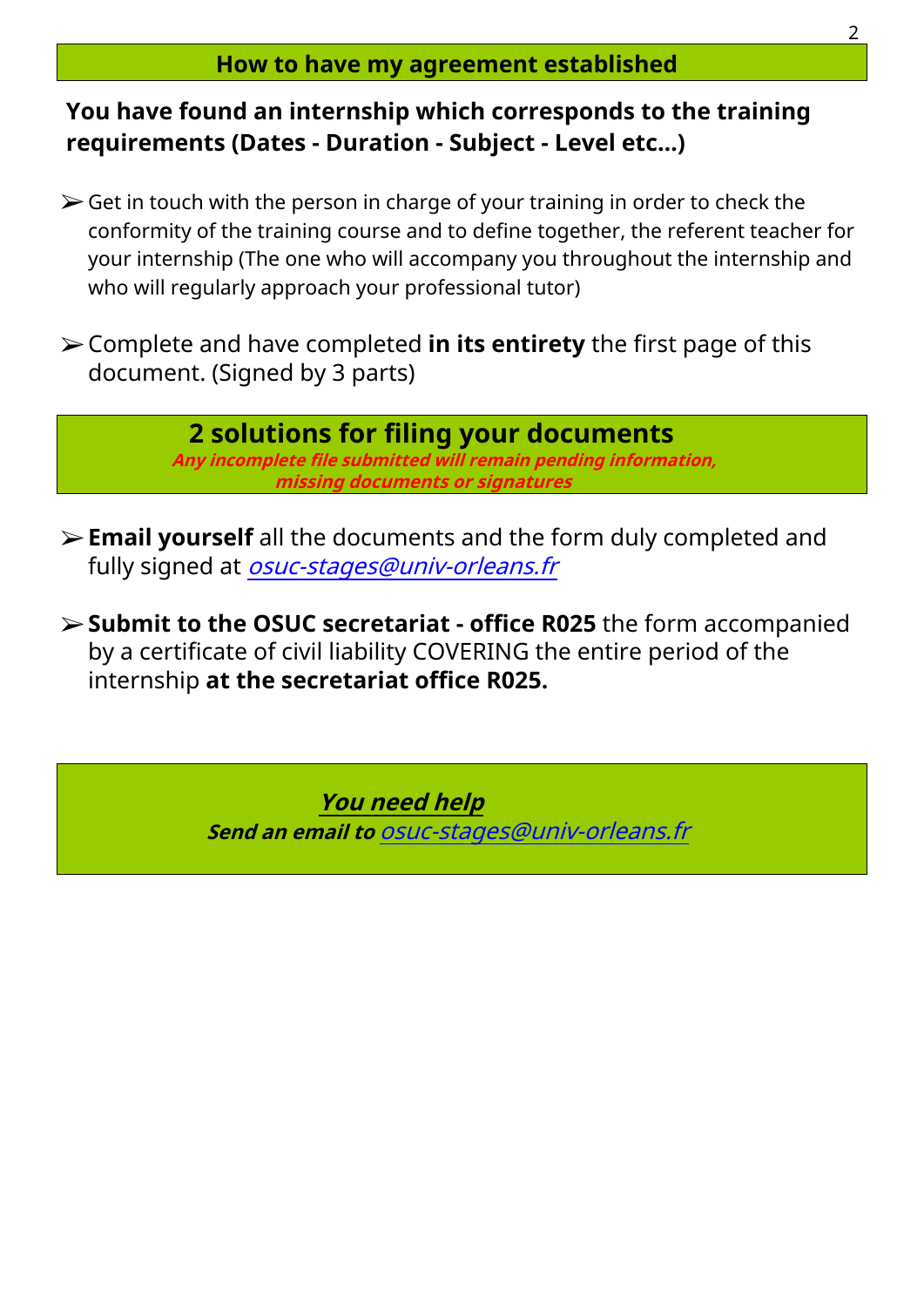## How to have my agreement established

**You have found an internship which corresponds to the training requirements (Dates - Duration - Subject - Level etc...)**

- Get in touch with the person in charge of your training in order to check the conformity of the training course and to define together, the referent teacher for your internship (The one who will accompany you throughout the internship and who will regularly approach your professional tutor)

- Complete and have completed **in its entirety** the first page of this document. (Signed by 3 parts)

## 2 solutions for filing your documents

***Any incomplete file submitted will remain pending information, missing documents or signatures***

- **Email yourself** all the documents and the form duly completed and fully signed at *osuc-stages@univ-orleans.fr*

- **Submit to the OSUC secretariat - office R025** the form accompanied by a certificate of civil liability COVERING the entire period of the internship **at the secretariat office R025.**

***You need help***

***Send an email to** osuc-stages@univ-orleans.fr*